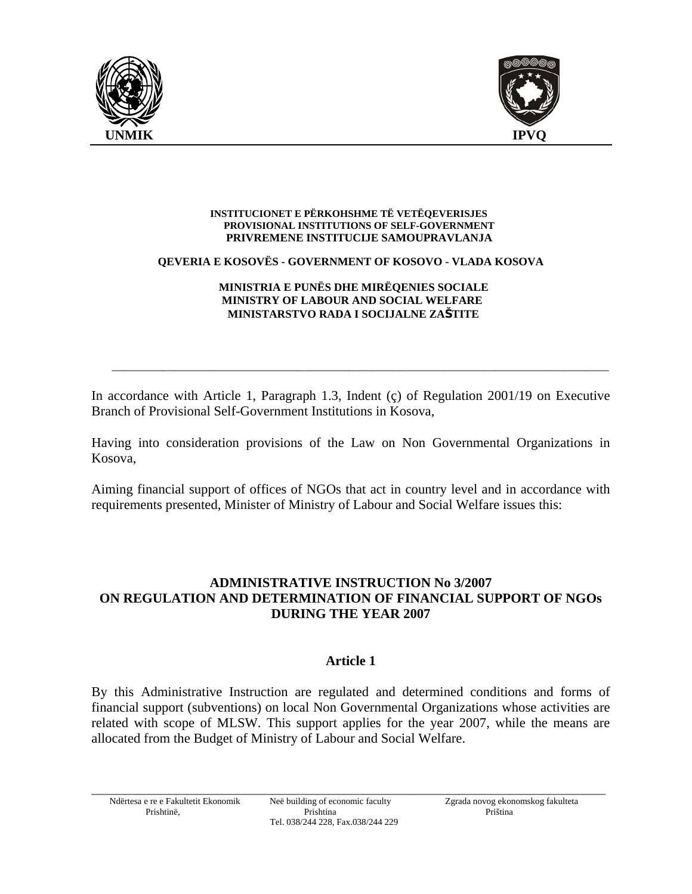UNMIK | IPVQ

**INSTITUCIONET E PËRKOHSHME TË VETËQEVERISJES**
**PROVISIONAL INSTITUTIONS OF SELF-GOVERNMENT**
**PRIVREMENE INSTITUCIJE SAMOUPRAVLANJA**

**QEVERIA E KOSOVËS - GOVERNMENT OF KOSOVO - VLADA KOSOVA**

**MINISTRIA E PUNËS DHE MIRËQENIES SOCIALE**
**MINISTRY OF LABOUR AND SOCIAL WELFARE**
**MINISTARSTVO RADA I SOCIJALNE ZAŠTITE**

---

In accordance with Article 1, Paragraph 1.3, Indent (ç) of Regulation 2001/19 on Executive Branch of Provisional Self-Government Institutions in Kosova,

Having into consideration provisions of the Law on Non Governmental Organizations in Kosova,

Aiming financial support of offices of NGOs that act in country level and in accordance with requirements presented, Minister of Ministry of Labour and Social Welfare issues this:

# ADMINISTRATIVE INSTRUCTION No 3/2007 ON REGULATION AND DETERMINATION OF FINANCIAL SUPPORT OF NGOs DURING THE YEAR 2007

## Article 1

By this Administrative Instruction are regulated and determined conditions and forms of financial support (subventions) on local Non Governmental Organizations whose activities are related with scope of MLSW. This support applies for the year 2007, while the means are allocated from the Budget of Ministry of Labour and Social Welfare.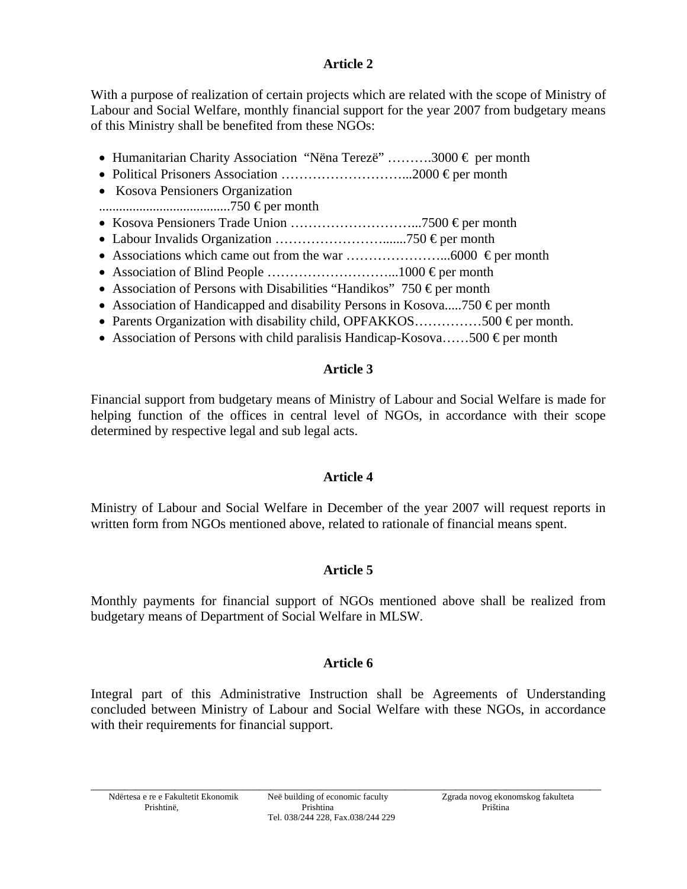## Article 2

With a purpose of realization of certain projects which are related with the scope of Ministry of Labour and Social Welfare, monthly financial support for the year 2007 from budgetary means of this Ministry shall be benefited from these NGOs:

- Humanitarian Charity Association "Nëna Terezë" ……….3000 € per month
- Political Prisoners Association ………………………..2000 € per month
- Kosova Pensioners Organization
.......................................750 € per month
- Kosova Pensioners Trade Union ………………………...7500 € per month
- Labour Invalids Organization ……………………......750 € per month
- Associations which came out from the war …………………...6000 € per month
- Association of Blind People ………………………...1000 € per month
- Association of Persons with Disabilities "Handikos" 750 € per month
- Association of Handicapped and disability Persons in Kosova.....750 € per month
- Parents Organization with disability child, OPFAKKOS……………500 € per month.
- Association of Persons with child paralisis Handicap-Kosova……500 € per month

## Article 3

Financial support from budgetary means of Ministry of Labour and Social Welfare is made for helping function of the offices in central level of NGOs, in accordance with their scope determined by respective legal and sub legal acts.

## Article 4

Ministry of Labour and Social Welfare in December of the year 2007 will request reports in written form from NGOs mentioned above, related to rationale of financial means spent.

## Article 5

Monthly payments for financial support of NGOs mentioned above shall be realized from budgetary means of Department of Social Welfare in MLSW.

## Article 6

Integral part of this Administrative Instruction shall be Agreements of Understanding concluded between Ministry of Labour and Social Welfare with these NGOs, in accordance with their requirements for financial support.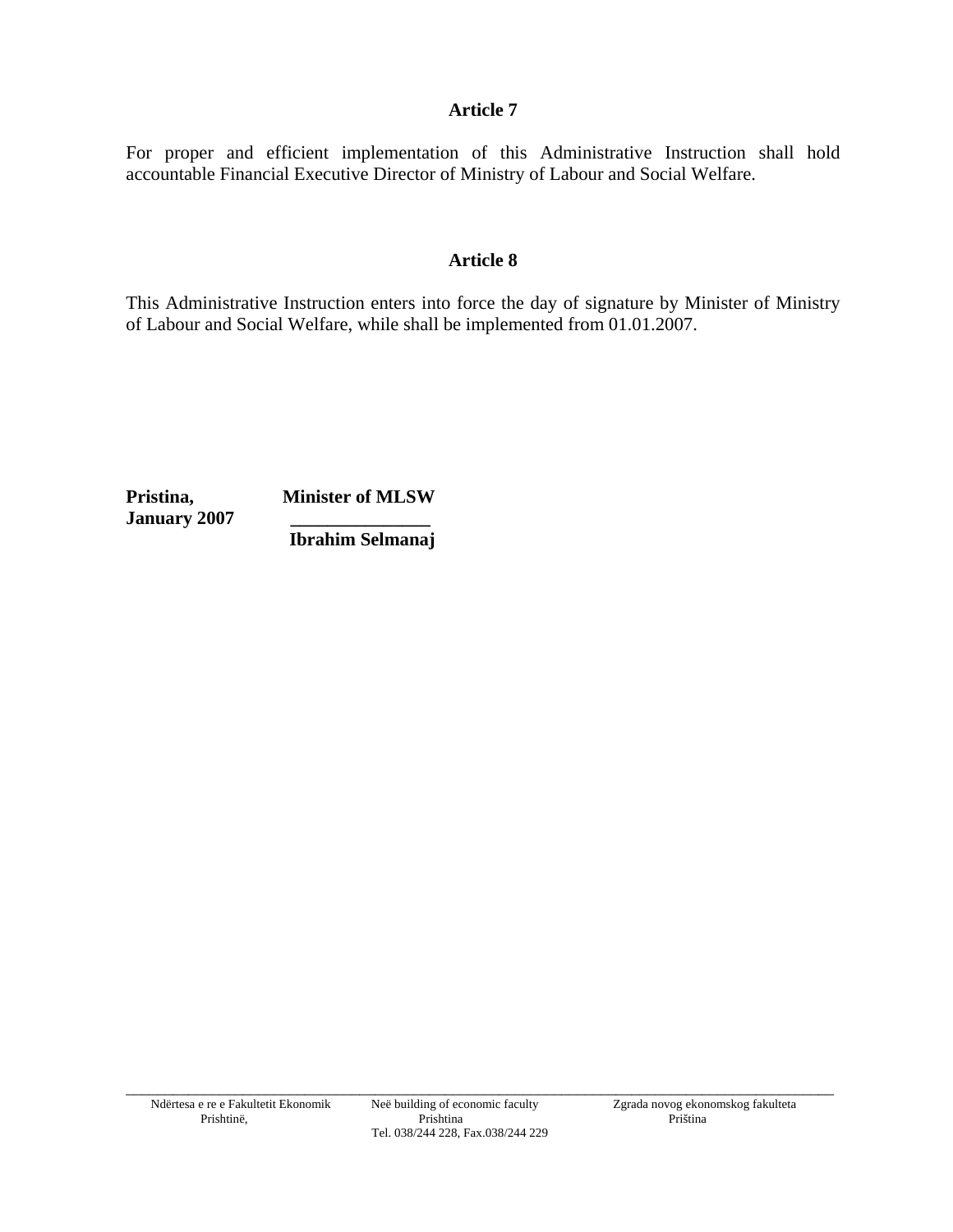**Article 7**

For proper and efficient implementation of this Administrative Instruction shall hold accountable Financial Executive Director of Ministry of Labour and Social Welfare.

**Article 8**

This Administrative Instruction enters into force the day of signature by Minister of Ministry of Labour and Social Welfare, while shall be implemented from 01.01.2007.

**Pristina,** **Minister of MLSW**
**January 2007** **_______________**
**Ibrahim Selmanaj**